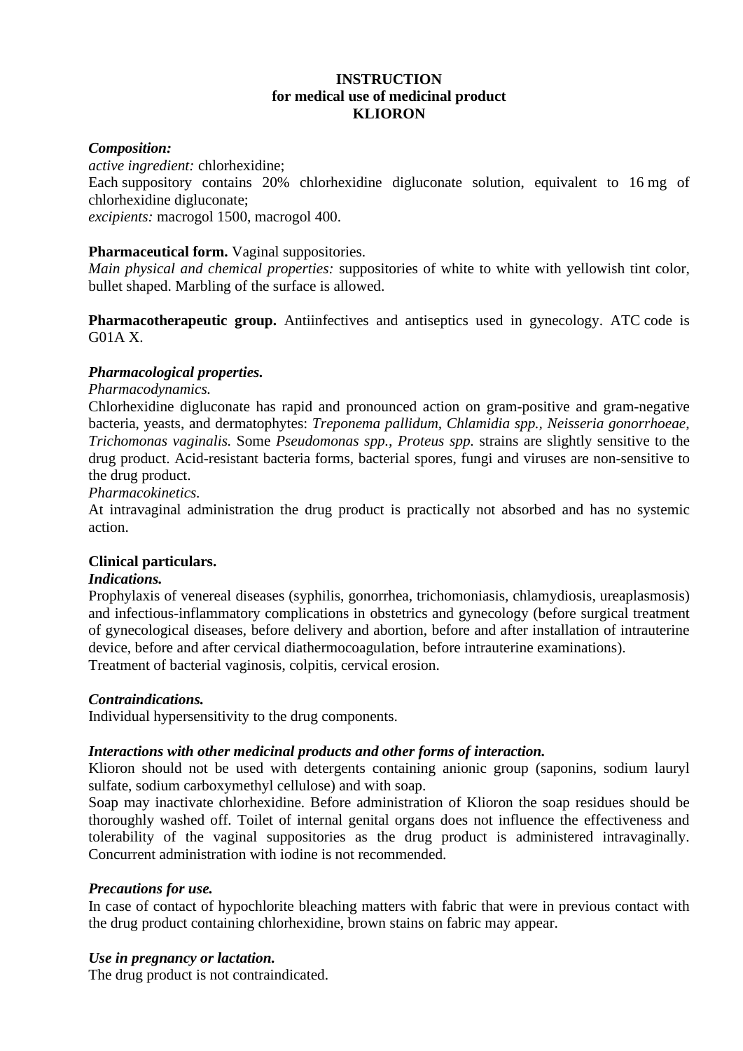**INSTRUCTION**
**for medical use of medicinal product**
**KLIORON**

***Composition:***
*active ingredient:* chlorhexidine;
Each suppository contains 20% chlorhexidine digluconate solution, equivalent to 16 mg of chlorhexidine digluconate;
*excipients:* macrogol 1500, macrogol 400.

**Pharmaceutical form.** Vaginal suppositories.
*Main physical and chemical properties:* suppositories of white to white with yellowish tint color, bullet shaped. Marbling of the surface is allowed.

**Pharmacotherapeutic group.** Antiinfectives and antiseptics used in gynecology. ATC code is G01A X.

***Pharmacological properties.***
*Pharmacodynamics.*
Chlorhexidine digluconate has rapid and pronounced action on gram-positive and gram-negative bacteria, yeasts, and dermatophytes: *Treponema pallidum, Chlamidia spp., Neisseria gonorrhoeae, Trichomonas vaginalis.* Some *Pseudomonas spp., Proteus spp.* strains are slightly sensitive to the drug product. Acid-resistant bacteria forms, bacterial spores, fungi and viruses are non-sensitive to the drug product.
*Pharmacokinetics.*
At intravaginal administration the drug product is practically not absorbed and has no systemic action.

**Clinical particulars.**
***Indications.***
Prophylaxis of venereal diseases (syphilis, gonorrhea, trichomoniasis, chlamydiosis, ureaplasmosis) and infectious-inflammatory complications in obstetrics and gynecology (before surgical treatment of gynecological diseases, before delivery and abortion, before and after installation of intrauterine device, before and after cervical diathermocoagulation, before intrauterine examinations).
Treatment of bacterial vaginosis, colpitis, cervical erosion.

***Contraindications.***
Individual hypersensitivity to the drug components.

***Interactions with other medicinal products and other forms of interaction.***
Klioron should not be used with detergents containing anionic group (saponins, sodium lauryl sulfate, sodium carboxymethyl cellulose) and with soap.
Soap may inactivate chlorhexidine. Before administration of Klioron the soap residues should be thoroughly washed off. Toilet of internal genital organs does not influence the effectiveness and tolerability of the vaginal suppositories as the drug product is administered intravaginally. Concurrent administration with iodine is not recommended.

***Precautions for use.***
In case of contact of hypochlorite bleaching matters with fabric that were in previous contact with the drug product containing chlorhexidine, brown stains on fabric may appear.

***Use in pregnancy or lactation.***
The drug product is not contraindicated.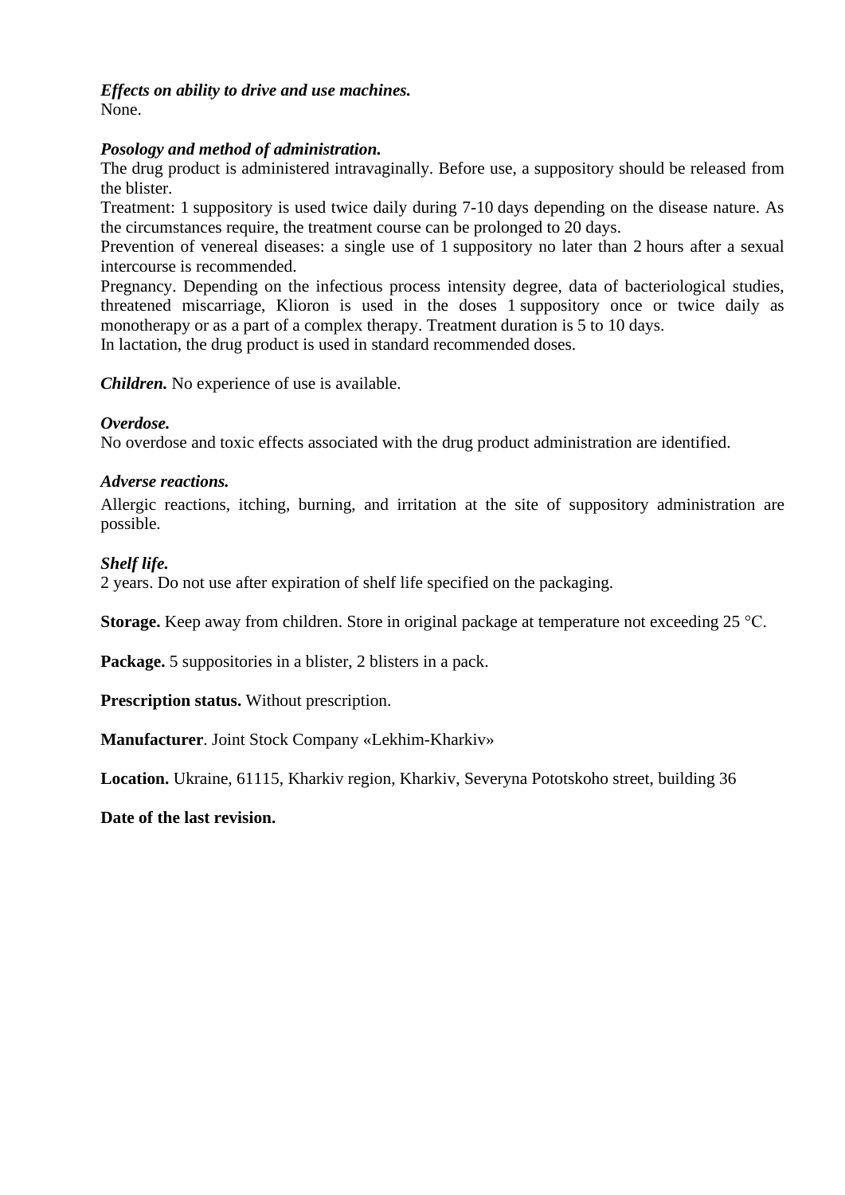***Effects on ability to drive and use machines.***
None.

***Posology and method of administration.***
The drug product is administered intravaginally. Before use, a suppository should be released from the blister.
Treatment: 1 suppository is used twice daily during 7-10 days depending on the disease nature. As the circumstances require, the treatment course can be prolonged to 20 days.
Prevention of venereal diseases: a single use of 1 suppository no later than 2 hours after a sexual intercourse is recommended.
Pregnancy. Depending on the infectious process intensity degree, data of bacteriological studies, threatened miscarriage, Klioron is used in the doses 1 suppository once or twice daily as monotherapy or as a part of a complex therapy. Treatment duration is 5 to 10 days.
In lactation, the drug product is used in standard recommended doses.

***Children.*** No experience of use is available.

***Overdose.***
No overdose and toxic effects associated with the drug product administration are identified.

***Adverse reactions.***
Allergic reactions, itching, burning, and irritation at the site of suppository administration are possible.

***Shelf life.***
2 years. Do not use after expiration of shelf life specified on the packaging.

**Storage.** Keep away from children. Store in original package at temperature not exceeding 25 °C.

**Package.** 5 suppositories in a blister, 2 blisters in a pack.

**Prescription status.** Without prescription.

**Manufacturer**. Joint Stock Company «Lekhim-Kharkiv»

**Location.** Ukraine, 61115, Kharkiv region, Kharkiv, Severyna Pototskoho street, building 36

**Date of the last revision.**